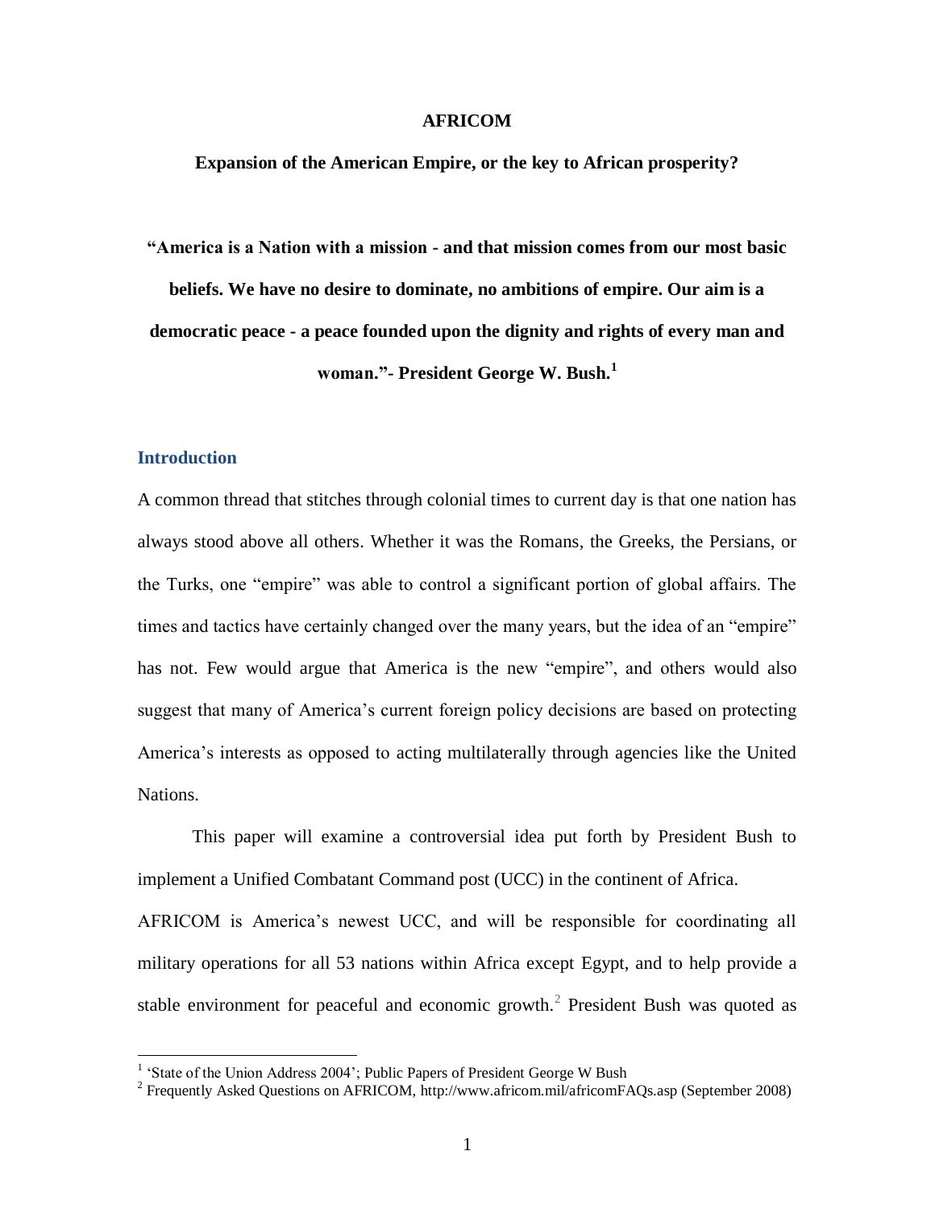# AFRICOM

## Expansion of the American Empire, or the key to African prosperity?

**"America is a Nation with a mission - and that mission comes from our most basic beliefs. We have no desire to dominate, no ambitions of empire. Our aim is a democratic peace - a peace founded upon the dignity and rights of every man and woman."- President George W. Bush.[1]**

## Introduction

A common thread that stitches through colonial times to current day is that one nation has always stood above all others. Whether it was the Romans, the Greeks, the Persians, or the Turks, one "empire" was able to control a significant portion of global affairs. The times and tactics have certainly changed over the many years, but the idea of an "empire" has not. Few would argue that America is the new "empire", and others would also suggest that many of America's current foreign policy decisions are based on protecting America's interests as opposed to acting multilaterally through agencies like the United Nations.

This paper will examine a controversial idea put forth by President Bush to implement a Unified Combatant Command post (UCC) in the continent of Africa. AFRICOM is America's newest UCC, and will be responsible for coordinating all military operations for all 53 nations within Africa except Egypt, and to help provide a stable environment for peaceful and economic growth.[2] President Bush was quoted as

---

[1] 'State of the Union Address 2004'; Public Papers of President George W Bush

[2] Frequently Asked Questions on AFRICOM, http://www.africom.mil/africomFAQs.asp (September 2008)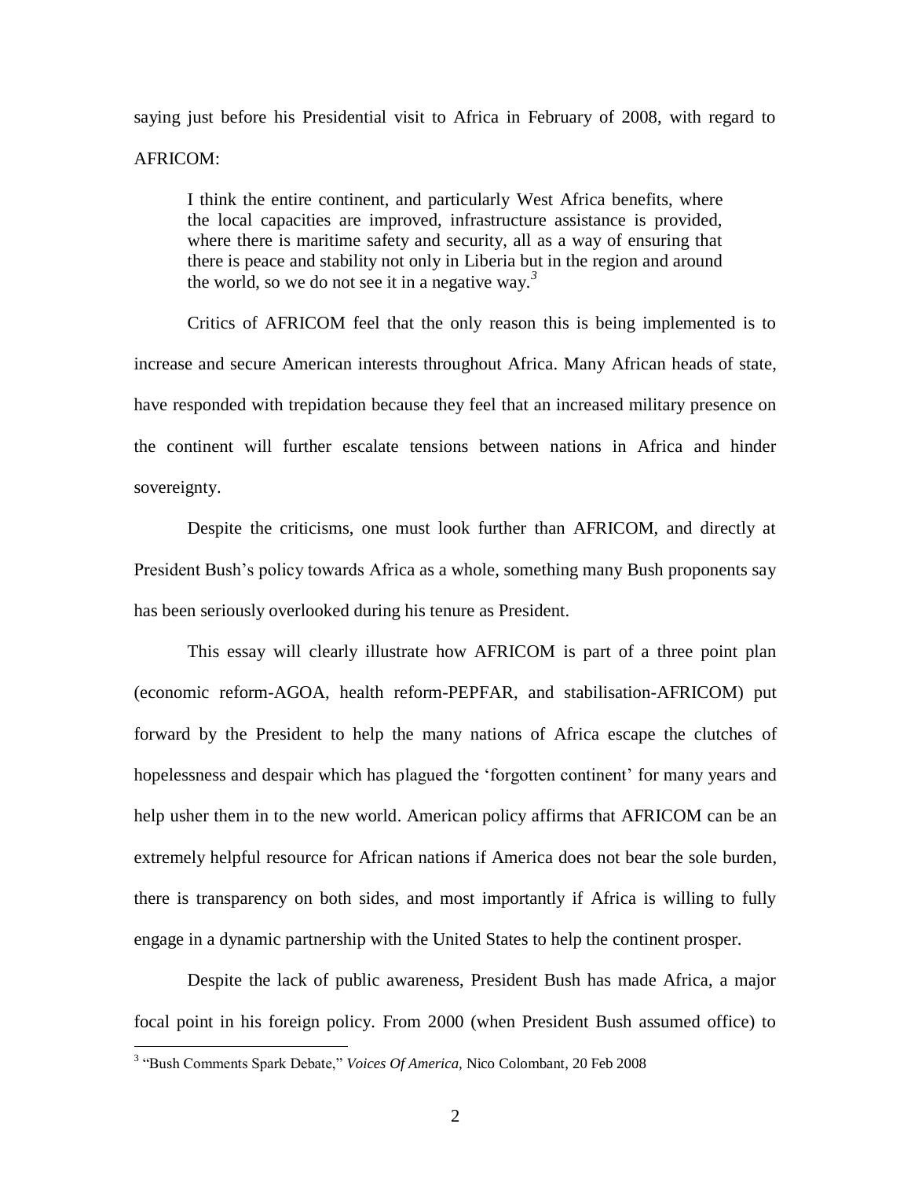saying just before his Presidential visit to Africa in February of 2008, with regard to AFRICOM:

> I think the entire continent, and particularly West Africa benefits, where the local capacities are improved, infrastructure assistance is provided, where there is maritime safety and security, all as a way of ensuring that there is peace and stability not only in Liberia but in the region and around the world, so we do not see it in a negative way.[3]

Critics of AFRICOM feel that the only reason this is being implemented is to increase and secure American interests throughout Africa. Many African heads of state, have responded with trepidation because they feel that an increased military presence on the continent will further escalate tensions between nations in Africa and hinder sovereignty.

Despite the criticisms, one must look further than AFRICOM, and directly at President Bush's policy towards Africa as a whole, something many Bush proponents say has been seriously overlooked during his tenure as President.

This essay will clearly illustrate how AFRICOM is part of a three point plan (economic reform-AGOA, health reform-PEPFAR, and stabilisation-AFRICOM) put forward by the President to help the many nations of Africa escape the clutches of hopelessness and despair which has plagued the 'forgotten continent' for many years and help usher them in to the new world. American policy affirms that AFRICOM can be an extremely helpful resource for African nations if America does not bear the sole burden, there is transparency on both sides, and most importantly if Africa is willing to fully engage in a dynamic partnership with the United States to help the continent prosper.

Despite the lack of public awareness, President Bush has made Africa, a major focal point in his foreign policy. From 2000 (when President Bush assumed office) to

---

[3] "Bush Comments Spark Debate," *Voices Of America,* Nico Colombant, 20 Feb 2008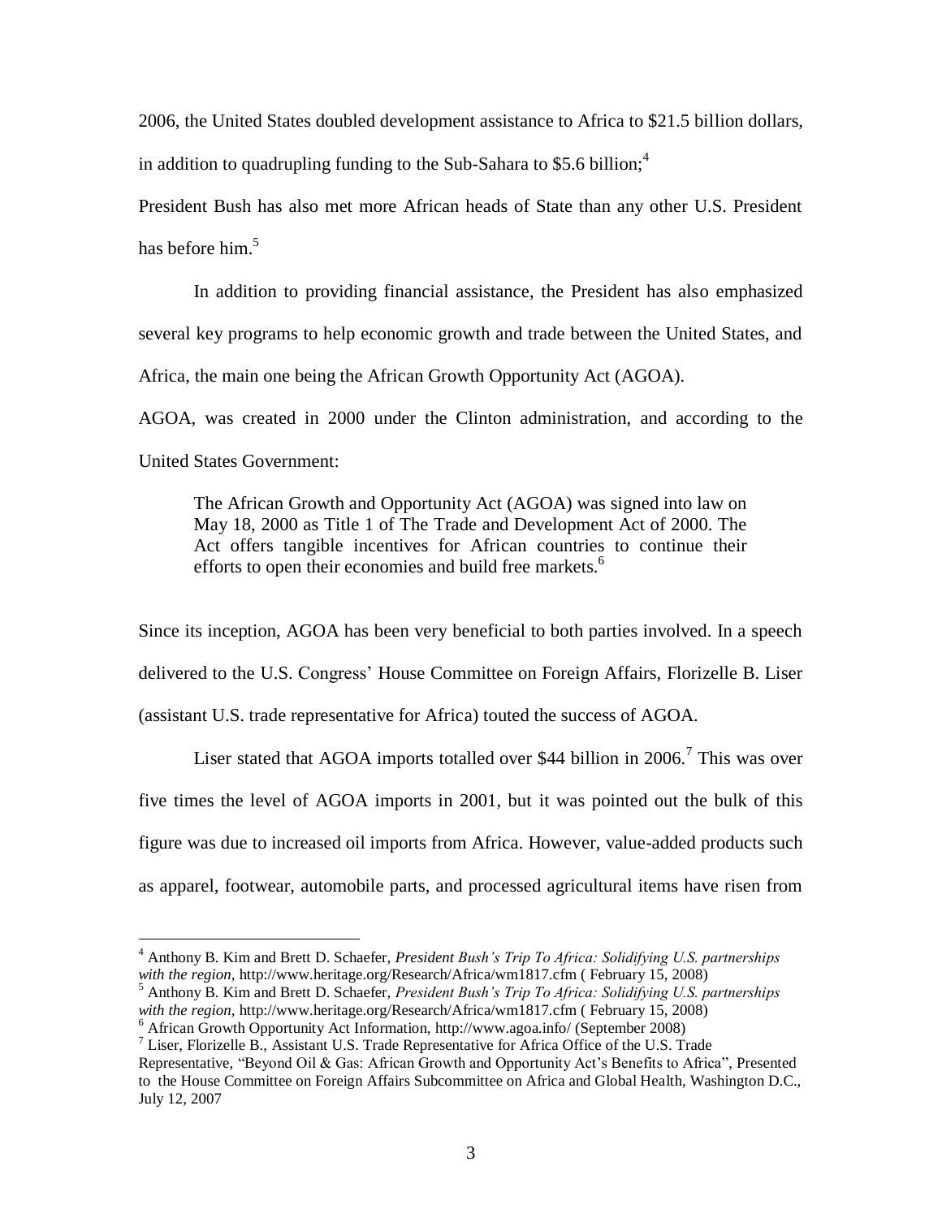2006, the United States doubled development assistance to Africa to $21.5 billion dollars, in addition to quadrupling funding to the Sub-Sahara to $5.6 billion;[4]

President Bush has also met more African heads of State than any other U.S. President has before him.[5]

In addition to providing financial assistance, the President has also emphasized several key programs to help economic growth and trade between the United States, and Africa, the main one being the African Growth Opportunity Act (AGOA).

AGOA, was created in 2000 under the Clinton administration, and according to the United States Government:

> The African Growth and Opportunity Act (AGOA) was signed into law on May 18, 2000 as Title 1 of The Trade and Development Act of 2000. The Act offers tangible incentives for African countries to continue their efforts to open their economies and build free markets.[6]

Since its inception, AGOA has been very beneficial to both parties involved. In a speech delivered to the U.S. Congress' House Committee on Foreign Affairs, Florizelle B. Liser (assistant U.S. trade representative for Africa) touted the success of AGOA.

Liser stated that AGOA imports totalled over $44 billion in 2006.[7] This was over five times the level of AGOA imports in 2001, but it was pointed out the bulk of this figure was due to increased oil imports from Africa. However, value-added products such as apparel, footwear, automobile parts, and processed agricultural items have risen from

---

[4] Anthony B. Kim and Brett D. Schaefer, *President Bush's Trip To Africa: Solidifying U.S. partnerships with the region,* http://www.heritage.org/Research/Africa/wm1817.cfm ( February 15, 2008)

[5] Anthony B. Kim and Brett D. Schaefer, *President Bush's Trip To Africa: Solidifying U.S. partnerships with the region,* http://www.heritage.org/Research/Africa/wm1817.cfm ( February 15, 2008)

[6] African Growth Opportunity Act Information, http://www.agoa.info/ (September 2008)

[7] Liser, Florizelle B., Assistant U.S. Trade Representative for Africa Office of the U.S. Trade Representative, "Beyond Oil & Gas: African Growth and Opportunity Act's Benefits to Africa", Presented to the House Committee on Foreign Affairs Subcommittee on Africa and Global Health, Washington D.C., July 12, 2007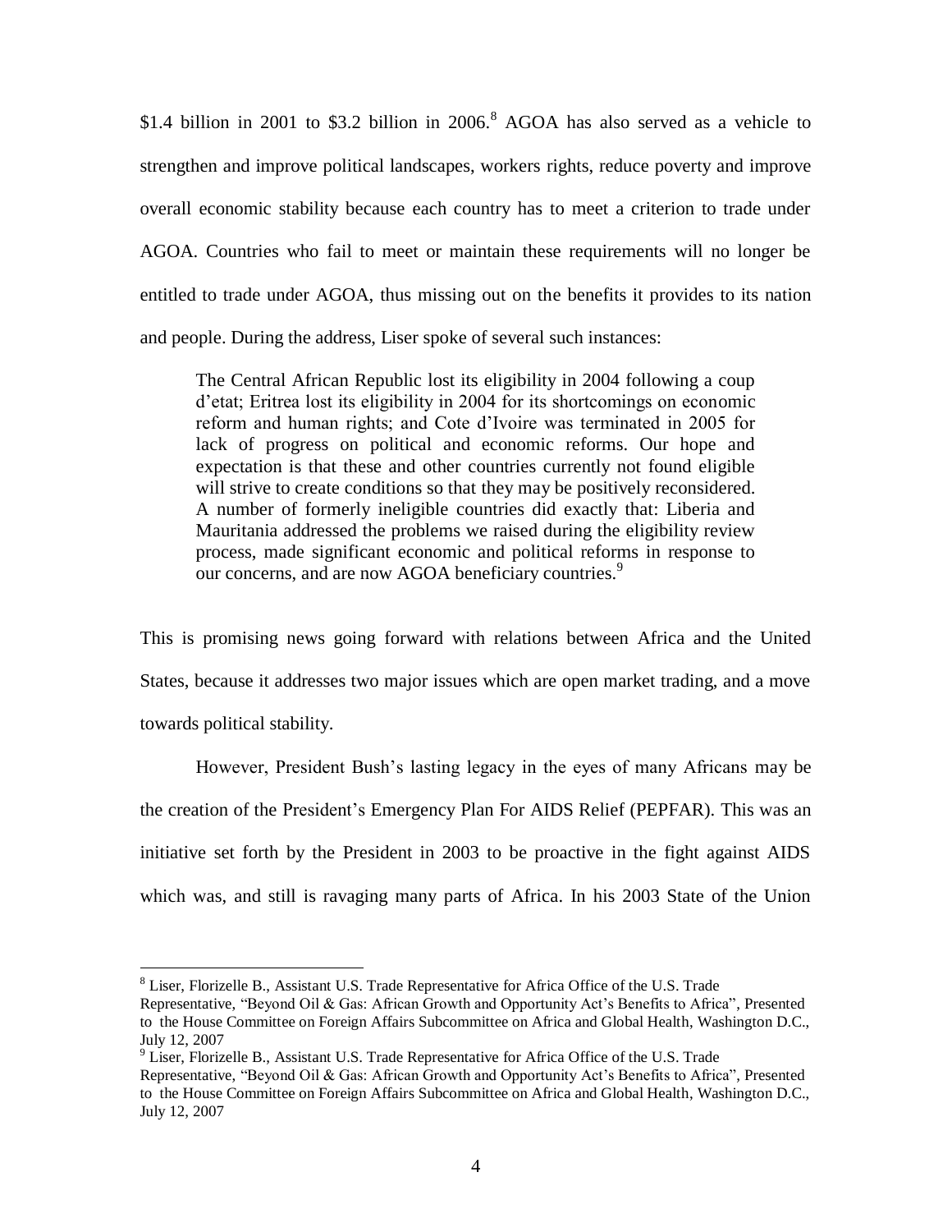$1.4 billion in 2001 to $3.2 billion in 2006.[8] AGOA has also served as a vehicle to strengthen and improve political landscapes, workers rights, reduce poverty and improve overall economic stability because each country has to meet a criterion to trade under AGOA. Countries who fail to meet or maintain these requirements will no longer be entitled to trade under AGOA, thus missing out on the benefits it provides to its nation and people. During the address, Liser spoke of several such instances:

> The Central African Republic lost its eligibility in 2004 following a coup d'etat; Eritrea lost its eligibility in 2004 for its shortcomings on economic reform and human rights; and Cote d'Ivoire was terminated in 2005 for lack of progress on political and economic reforms. Our hope and expectation is that these and other countries currently not found eligible will strive to create conditions so that they may be positively reconsidered. A number of formerly ineligible countries did exactly that: Liberia and Mauritania addressed the problems we raised during the eligibility review process, made significant economic and political reforms in response to our concerns, and are now AGOA beneficiary countries.[9]

This is promising news going forward with relations between Africa and the United States, because it addresses two major issues which are open market trading, and a move towards political stability.

However, President Bush's lasting legacy in the eyes of many Africans may be the creation of the President's Emergency Plan For AIDS Relief (PEPFAR). This was an initiative set forth by the President in 2003 to be proactive in the fight against AIDS which was, and still is ravaging many parts of Africa. In his 2003 State of the Union

---

[8] Liser, Florizelle B., Assistant U.S. Trade Representative for Africa Office of the U.S. Trade Representative, "Beyond Oil & Gas: African Growth and Opportunity Act's Benefits to Africa", Presented to the House Committee on Foreign Affairs Subcommittee on Africa and Global Health, Washington D.C., July 12, 2007

[9] Liser, Florizelle B., Assistant U.S. Trade Representative for Africa Office of the U.S. Trade Representative, "Beyond Oil & Gas: African Growth and Opportunity Act's Benefits to Africa", Presented to the House Committee on Foreign Affairs Subcommittee on Africa and Global Health, Washington D.C., July 12, 2007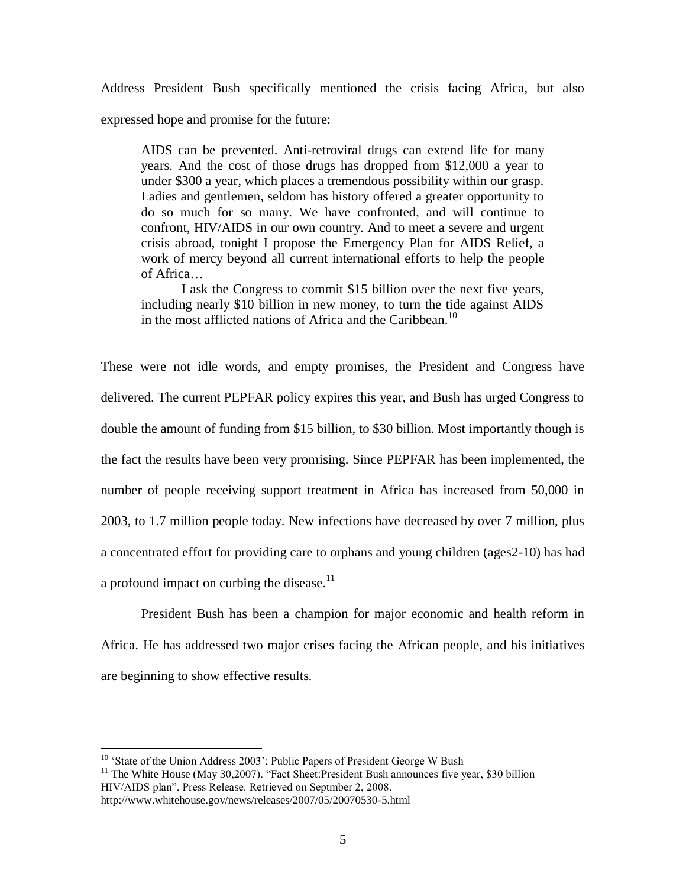Address President Bush specifically mentioned the crisis facing Africa, but also expressed hope and promise for the future:

> AIDS can be prevented. Anti-retroviral drugs can extend life for many years. And the cost of those drugs has dropped from $12,000 a year to under $300 a year, which places a tremendous possibility within our grasp. Ladies and gentlemen, seldom has history offered a greater opportunity to do so much for so many. We have confronted, and will continue to confront, HIV/AIDS in our own country. And to meet a severe and urgent crisis abroad, tonight I propose the Emergency Plan for AIDS Relief, a work of mercy beyond all current international efforts to help the people of Africa…
>
> I ask the Congress to commit $15 billion over the next five years, including nearly $10 billion in new money, to turn the tide against AIDS in the most afflicted nations of Africa and the Caribbean.[10]

These were not idle words, and empty promises, the President and Congress have delivered. The current PEPFAR policy expires this year, and Bush has urged Congress to double the amount of funding from $15 billion, to $30 billion. Most importantly though is the fact the results have been very promising. Since PEPFAR has been implemented, the number of people receiving support treatment in Africa has increased from 50,000 in 2003, to 1.7 million people today. New infections have decreased by over 7 million, plus a concentrated effort for providing care to orphans and young children (ages2-10) has had a profound impact on curbing the disease.[11]

President Bush has been a champion for major economic and health reform in Africa. He has addressed two major crises facing the African people, and his initiatives are beginning to show effective results.

---

[10] 'State of the Union Address 2003'; Public Papers of President George W Bush

[11] The White House (May 30,2007). "Fact Sheet:President Bush announces five year, $30 billion HIV/AIDS plan". Press Release. Retrieved on Septmber 2, 2008. http://www.whitehouse.gov/news/releases/2007/05/20070530-5.html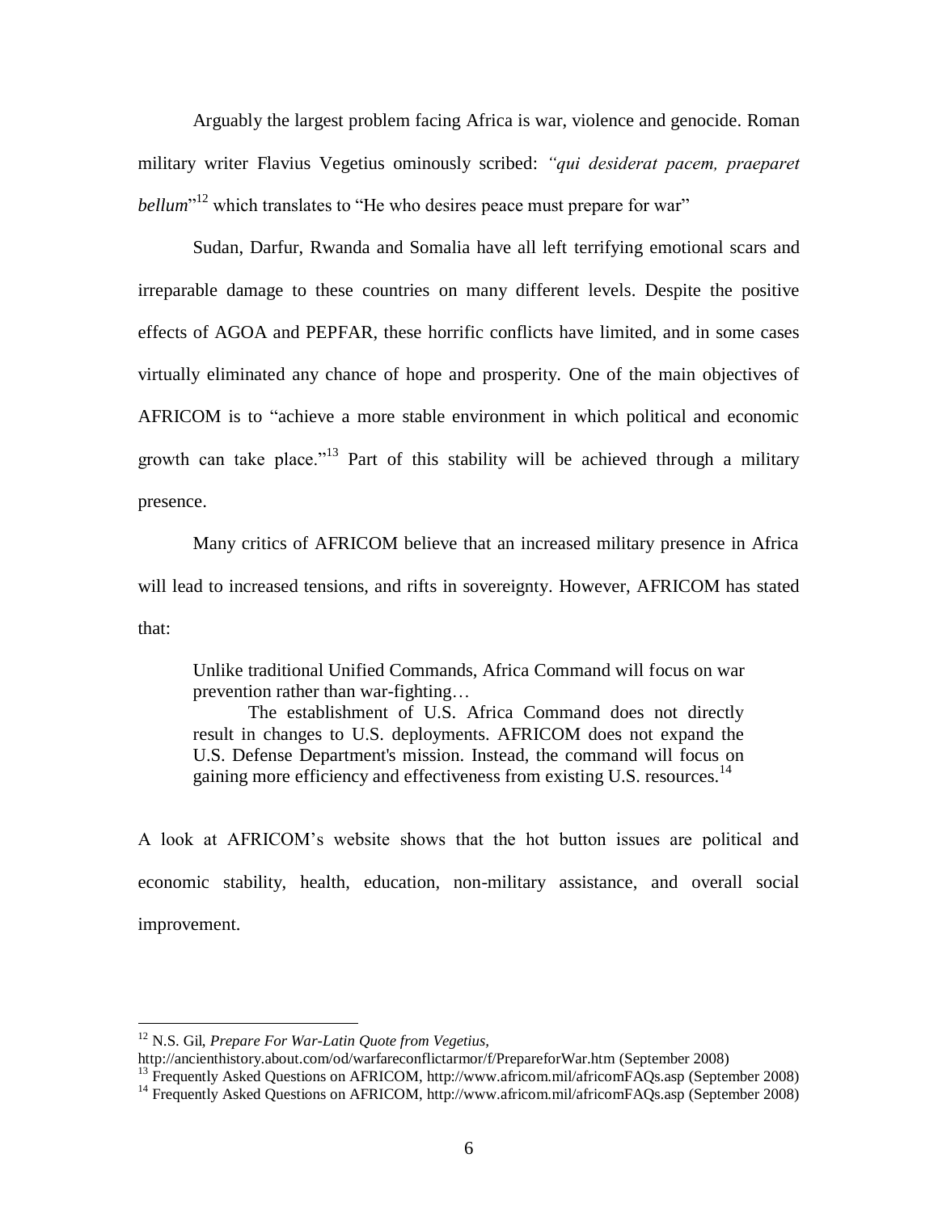Arguably the largest problem facing Africa is war, violence and genocide. Roman military writer Flavius Vegetius ominously scribed: *"qui desiderat pacem, praeparet bellum*"[12] which translates to "He who desires peace must prepare for war"

Sudan, Darfur, Rwanda and Somalia have all left terrifying emotional scars and irreparable damage to these countries on many different levels. Despite the positive effects of AGOA and PEPFAR, these horrific conflicts have limited, and in some cases virtually eliminated any chance of hope and prosperity. One of the main objectives of AFRICOM is to "achieve a more stable environment in which political and economic growth can take place."[13] Part of this stability will be achieved through a military presence.

Many critics of AFRICOM believe that an increased military presence in Africa will lead to increased tensions, and rifts in sovereignty. However, AFRICOM has stated that:

> Unlike traditional Unified Commands, Africa Command will focus on war prevention rather than war-fighting…
>
> The establishment of U.S. Africa Command does not directly result in changes to U.S. deployments. AFRICOM does not expand the U.S. Defense Department's mission. Instead, the command will focus on gaining more efficiency and effectiveness from existing U.S. resources.[14]

A look at AFRICOM's website shows that the hot button issues are political and economic stability, health, education, non-military assistance, and overall social improvement.

---

[12] N.S. Gil, *Prepare For War-Latin Quote from Vegetius*, http://ancienthistory.about.com/od/warfareconflictarmor/f/PrepareforWar.htm (September 2008)

[13] Frequently Asked Questions on AFRICOM, http://www.africom.mil/africomFAQs.asp (September 2008)

[14] Frequently Asked Questions on AFRICOM, http://www.africom.mil/africomFAQs.asp (September 2008)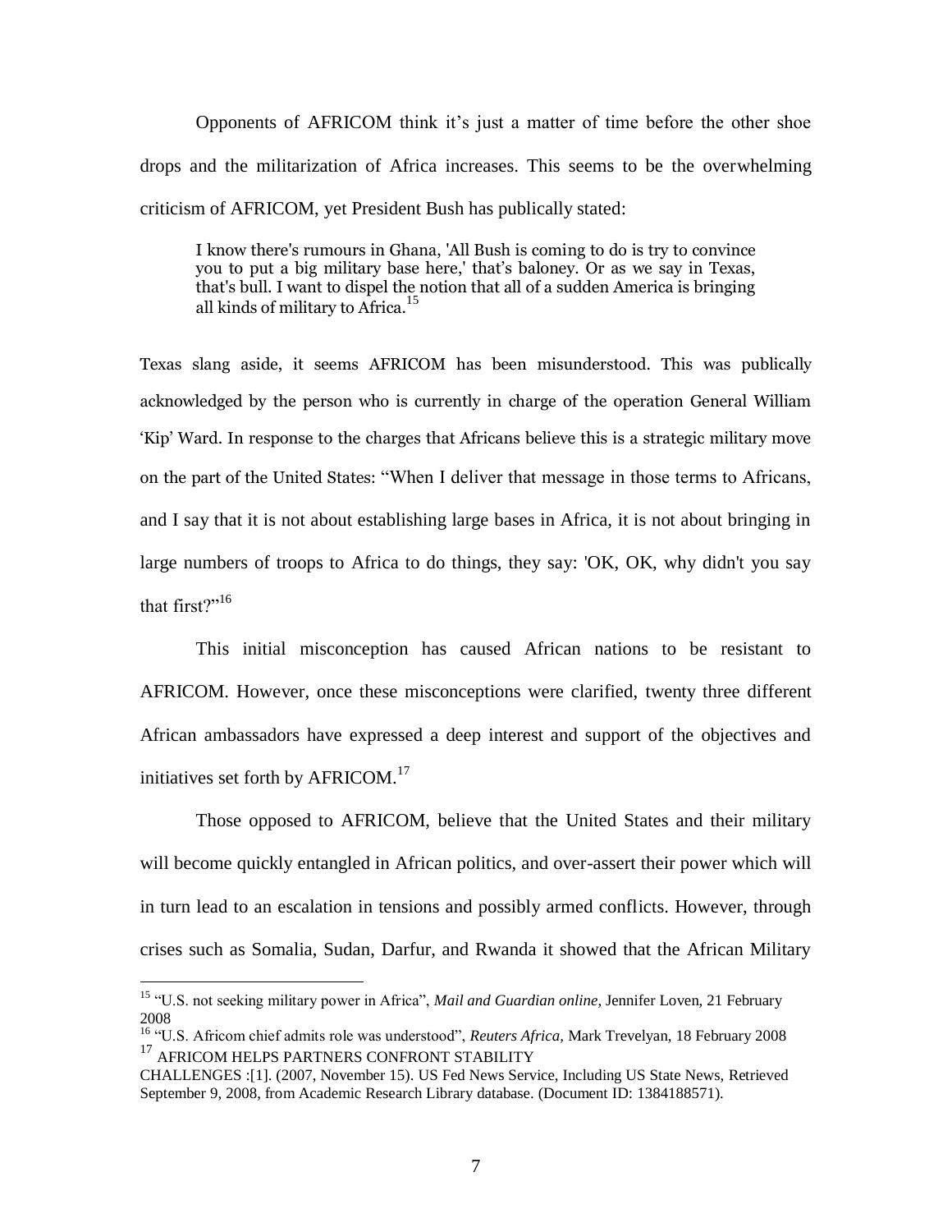Opponents of AFRICOM think it's just a matter of time before the other shoe drops and the militarization of Africa increases. This seems to be the overwhelming criticism of AFRICOM, yet President Bush has publically stated:

> I know there's rumours in Ghana, 'All Bush is coming to do is try to convince you to put a big military base here,' that's baloney. Or as we say in Texas, that's bull. I want to dispel the notion that all of a sudden America is bringing all kinds of military to Africa.[15]

Texas slang aside, it seems AFRICOM has been misunderstood. This was publically acknowledged by the person who is currently in charge of the operation General William 'Kip' Ward. In response to the charges that Africans believe this is a strategic military move on the part of the United States: "When I deliver that message in those terms to Africans, and I say that it is not about establishing large bases in Africa, it is not about bringing in large numbers of troops to Africa to do things, they say: 'OK, OK, why didn't you say that first?'"[16]

This initial misconception has caused African nations to be resistant to AFRICOM. However, once these misconceptions were clarified, twenty three different African ambassadors have expressed a deep interest and support of the objectives and initiatives set forth by AFRICOM.[17]

Those opposed to AFRICOM, believe that the United States and their military will become quickly entangled in African politics, and over-assert their power which will in turn lead to an escalation in tensions and possibly armed conflicts. However, through crises such as Somalia, Sudan, Darfur, and Rwanda it showed that the African Military

---

[15] "U.S. not seeking military power in Africa", *Mail and Guardian online*, Jennifer Loven, 21 February 2008

[16] "U.S. Africom chief admits role was understood", *Reuters Africa*, Mark Trevelyan, 18 February 2008

[17] AFRICOM HELPS PARTNERS CONFRONT STABILITY CHALLENGES :[1]. (2007, November 15). US Fed News Service, Including US State News, Retrieved September 9, 2008, from Academic Research Library database. (Document ID: 1384188571).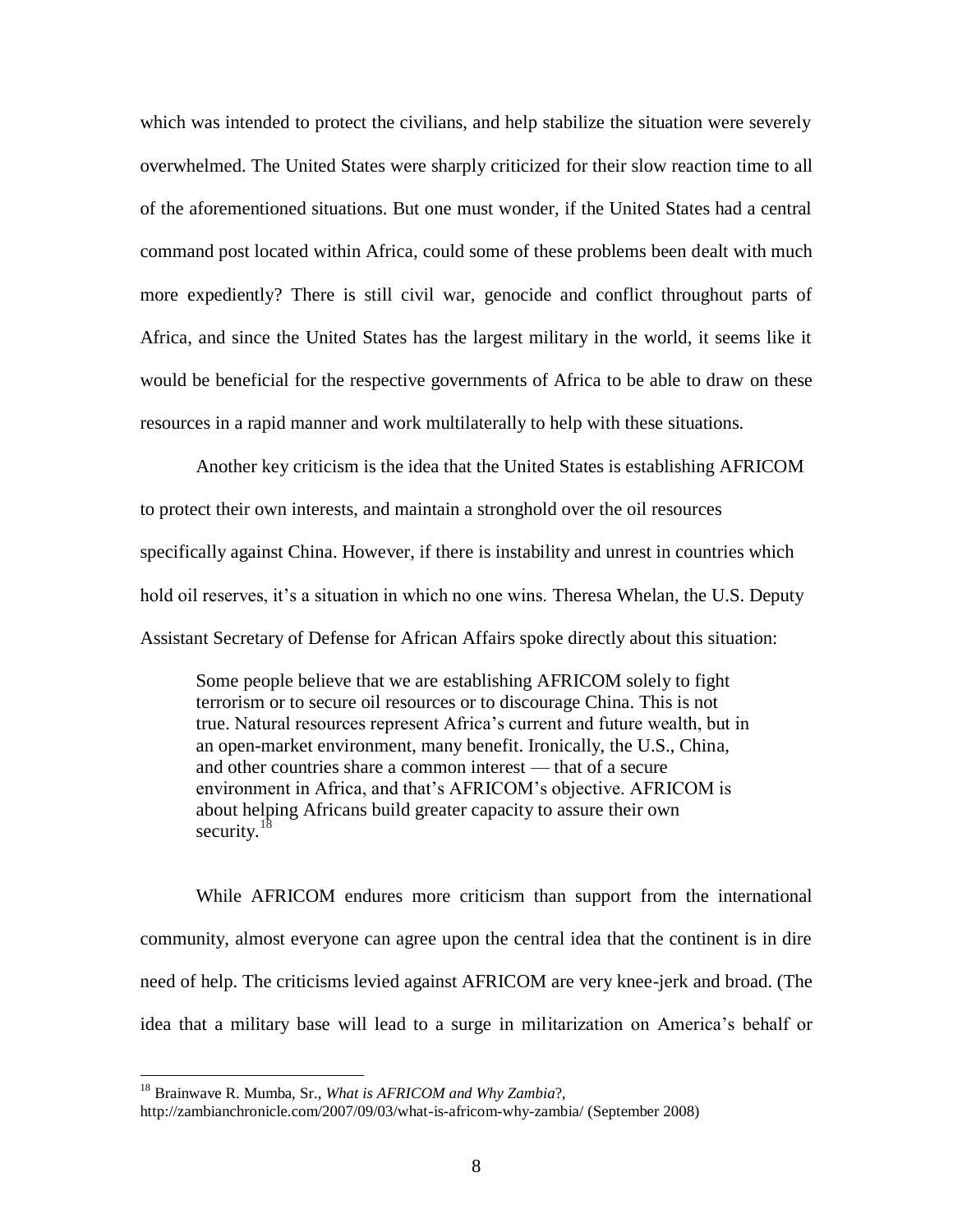which was intended to protect the civilians, and help stabilize the situation were severely overwhelmed. The United States were sharply criticized for their slow reaction time to all of the aforementioned situations. But one must wonder, if the United States had a central command post located within Africa, could some of these problems been dealt with much more expediently? There is still civil war, genocide and conflict throughout parts of Africa, and since the United States has the largest military in the world, it seems like it would be beneficial for the respective governments of Africa to be able to draw on these resources in a rapid manner and work multilaterally to help with these situations.

Another key criticism is the idea that the United States is establishing AFRICOM to protect their own interests, and maintain a stronghold over the oil resources specifically against China. However, if there is instability and unrest in countries which hold oil reserves, it's a situation in which no one wins. Theresa Whelan, the U.S. Deputy Assistant Secretary of Defense for African Affairs spoke directly about this situation:

> Some people believe that we are establishing AFRICOM solely to fight terrorism or to secure oil resources or to discourage China. This is not true. Natural resources represent Africa's current and future wealth, but in an open-market environment, many benefit. Ironically, the U.S., China, and other countries share a common interest — that of a secure environment in Africa, and that's AFRICOM's objective. AFRICOM is about helping Africans build greater capacity to assure their own security.[18]

While AFRICOM endures more criticism than support from the international community, almost everyone can agree upon the central idea that the continent is in dire need of help. The criticisms levied against AFRICOM are very knee-jerk and broad. (The idea that a military base will lead to a surge in militarization on America's behalf or

[18] Brainwave R. Mumba, Sr., *What is AFRICOM and Why Zambia*?, http://zambianchronicle.com/2007/09/03/what-is-africom-why-zambia/ (September 2008)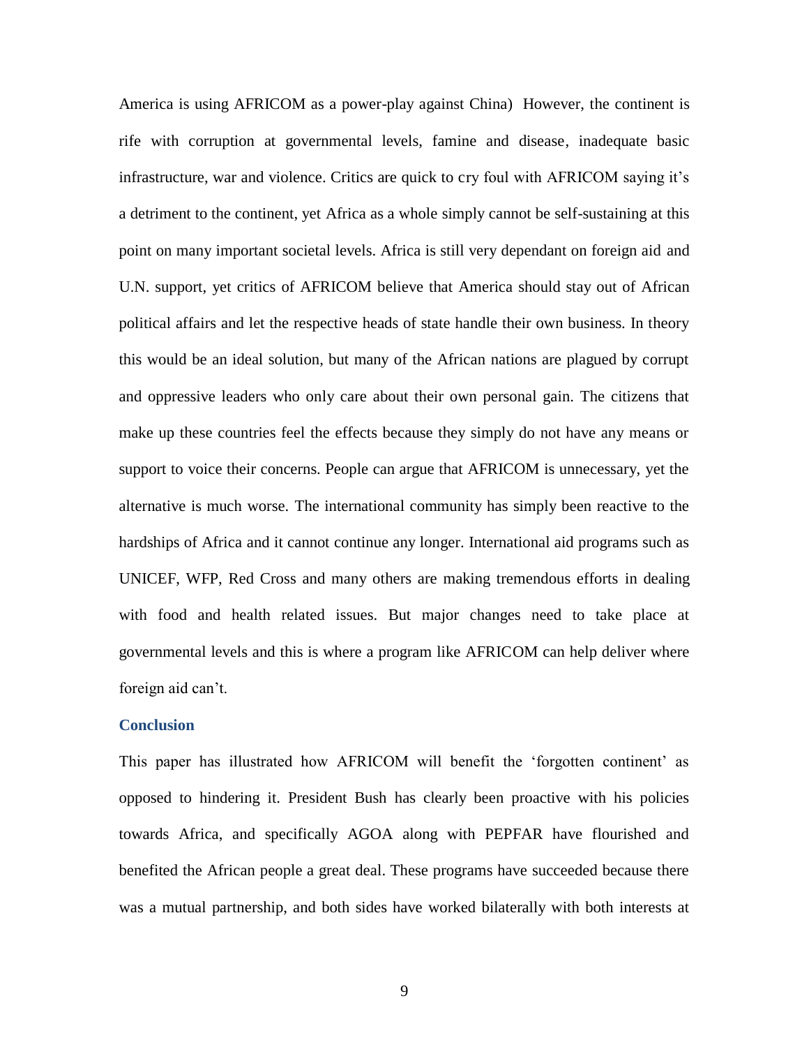America is using AFRICOM as a power-play against China)  However, the continent is rife with corruption at governmental levels, famine and disease, inadequate basic infrastructure, war and violence. Critics are quick to cry foul with AFRICOM saying it's a detriment to the continent, yet Africa as a whole simply cannot be self-sustaining at this point on many important societal levels. Africa is still very dependant on foreign aid and U.N. support, yet critics of AFRICOM believe that America should stay out of African political affairs and let the respective heads of state handle their own business. In theory this would be an ideal solution, but many of the African nations are plagued by corrupt and oppressive leaders who only care about their own personal gain. The citizens that make up these countries feel the effects because they simply do not have any means or support to voice their concerns. People can argue that AFRICOM is unnecessary, yet the alternative is much worse. The international community has simply been reactive to the hardships of Africa and it cannot continue any longer. International aid programs such as UNICEF, WFP, Red Cross and many others are making tremendous efforts in dealing with food and health related issues. But major changes need to take place at governmental levels and this is where a program like AFRICOM can help deliver where foreign aid can't.

## Conclusion

This paper has illustrated how AFRICOM will benefit the 'forgotten continent' as opposed to hindering it. President Bush has clearly been proactive with his policies towards Africa, and specifically AGOA along with PEPFAR have flourished and benefited the African people a great deal. These programs have succeeded because there was a mutual partnership, and both sides have worked bilaterally with both interests at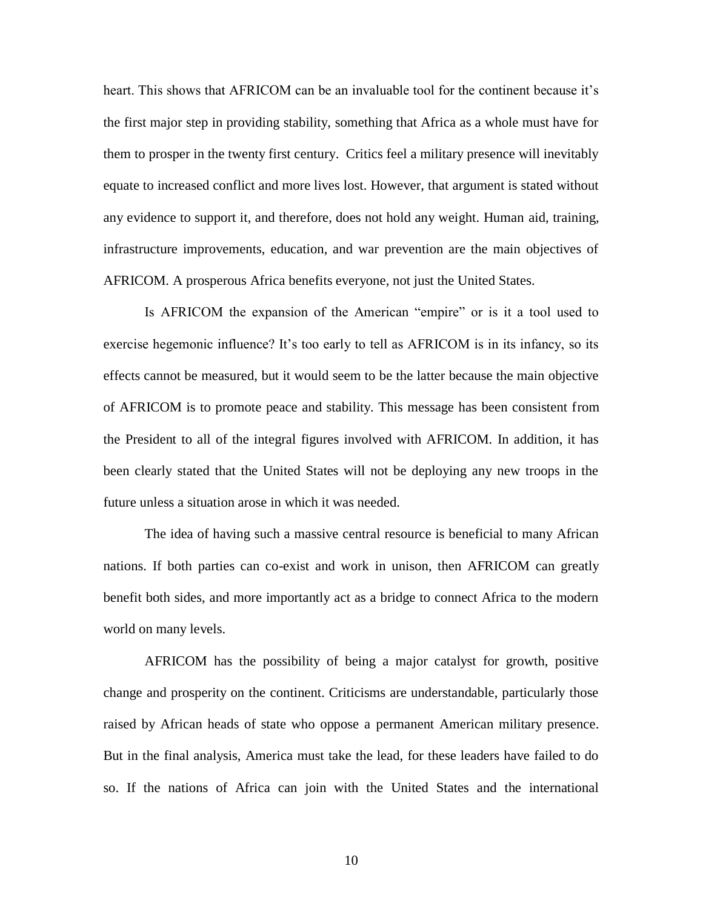heart. This shows that AFRICOM can be an invaluable tool for the continent because it's the first major step in providing stability, something that Africa as a whole must have for them to prosper in the twenty first century. Critics feel a military presence will inevitably equate to increased conflict and more lives lost. However, that argument is stated without any evidence to support it, and therefore, does not hold any weight. Human aid, training, infrastructure improvements, education, and war prevention are the main objectives of AFRICOM. A prosperous Africa benefits everyone, not just the United States.

Is AFRICOM the expansion of the American "empire" or is it a tool used to exercise hegemonic influence? It's too early to tell as AFRICOM is in its infancy, so its effects cannot be measured, but it would seem to be the latter because the main objective of AFRICOM is to promote peace and stability. This message has been consistent from the President to all of the integral figures involved with AFRICOM. In addition, it has been clearly stated that the United States will not be deploying any new troops in the future unless a situation arose in which it was needed.

The idea of having such a massive central resource is beneficial to many African nations. If both parties can co-exist and work in unison, then AFRICOM can greatly benefit both sides, and more importantly act as a bridge to connect Africa to the modern world on many levels.

AFRICOM has the possibility of being a major catalyst for growth, positive change and prosperity on the continent. Criticisms are understandable, particularly those raised by African heads of state who oppose a permanent American military presence. But in the final analysis, America must take the lead, for these leaders have failed to do so. If the nations of Africa can join with the United States and the international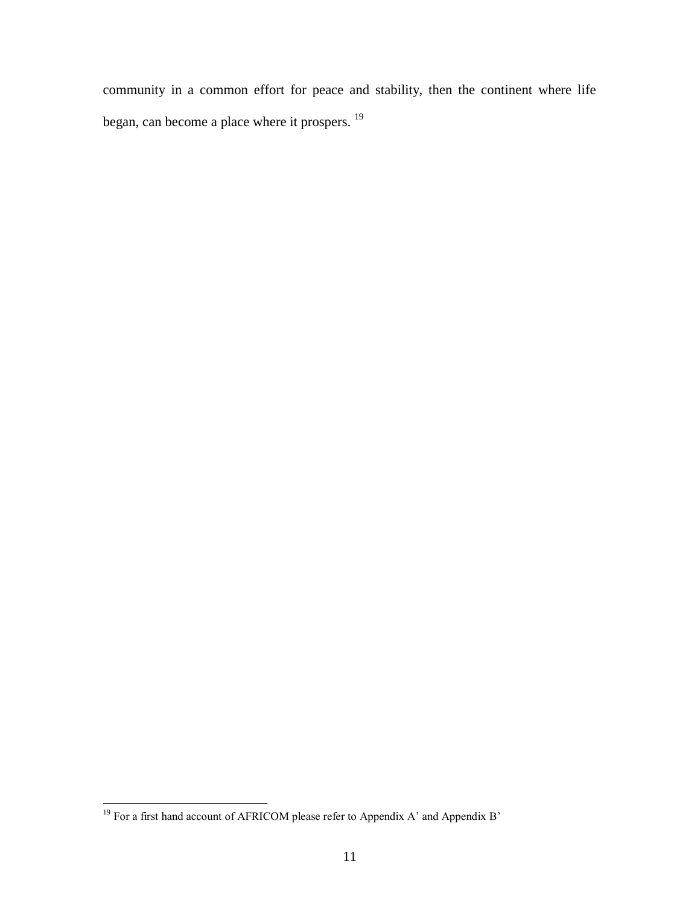community in a common effort for peace and stability, then the continent where life began, can become a place where it prospers. [19]

---

[19] For a first hand account of AFRICOM please refer to Appendix A' and Appendix B'